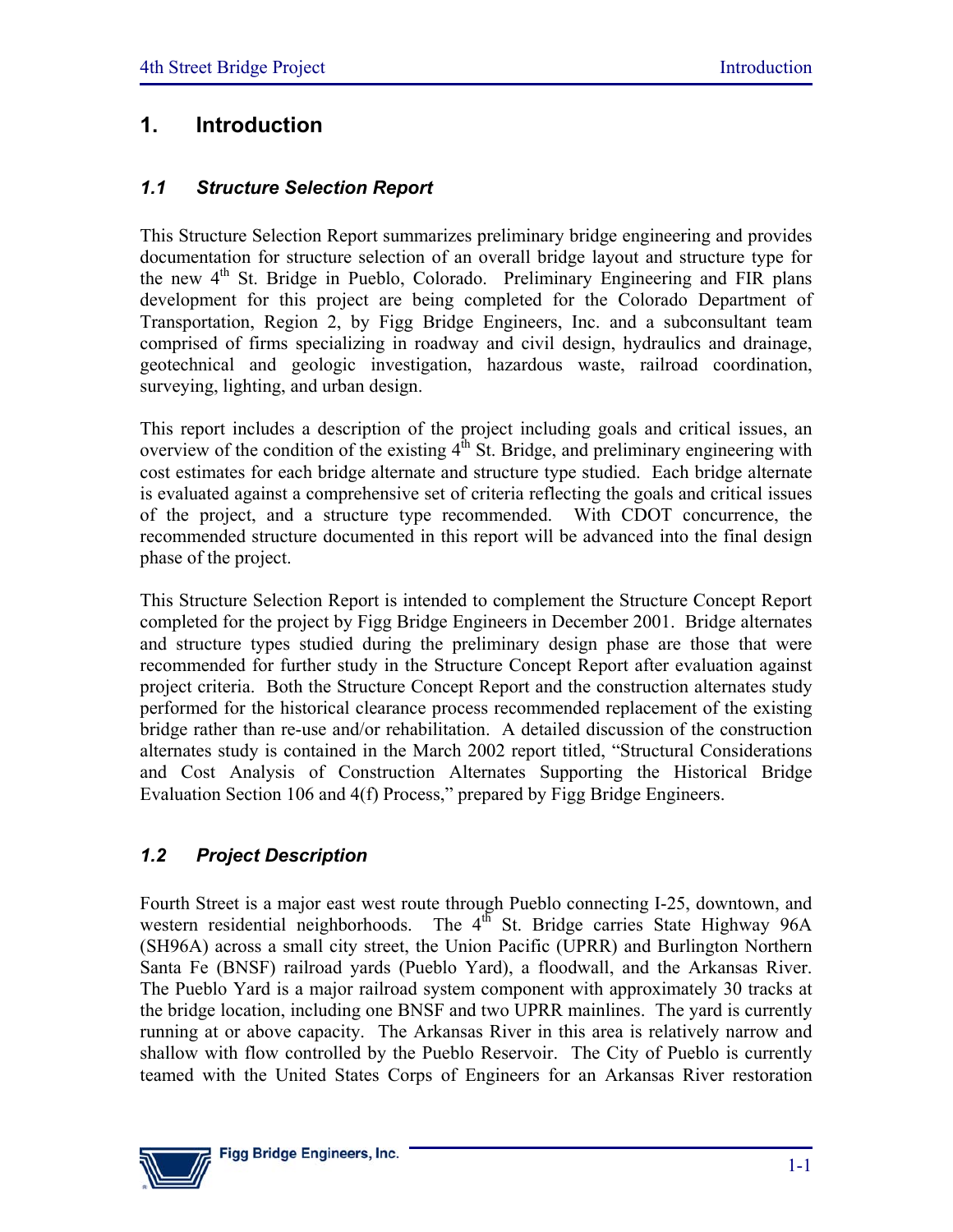# 1. Introduction

## *1.1 Structure Selection Report*

This Structure Selection Report summarizes preliminary bridge engineering and provides documentation for structure selection of an overall bridge layout and structure type for the new 4th St. Bridge in Pueblo, Colorado. Preliminary Engineering and FIR plans development for this project are being completed for the Colorado Department of Transportation, Region 2, by Figg Bridge Engineers, Inc. and a subconsultant team comprised of firms specializing in roadway and civil design, hydraulics and drainage, geotechnical and geologic investigation, hazardous waste, railroad coordination, surveying, lighting, and urban design.

This report includes a description of the project including goals and critical issues, an overview of the condition of the existing 4th St. Bridge, and preliminary engineering with cost estimates for each bridge alternate and structure type studied. Each bridge alternate is evaluated against a comprehensive set of criteria reflecting the goals and critical issues of the project, and a structure type recommended. With CDOT concurrence, the recommended structure documented in this report will be advanced into the final design phase of the project.

This Structure Selection Report is intended to complement the Structure Concept Report completed for the project by Figg Bridge Engineers in December 2001. Bridge alternates and structure types studied during the preliminary design phase are those that were recommended for further study in the Structure Concept Report after evaluation against project criteria. Both the Structure Concept Report and the construction alternates study performed for the historical clearance process recommended replacement of the existing bridge rather than re-use and/or rehabilitation. A detailed discussion of the construction alternates study is contained in the March 2002 report titled, "Structural Considerations and Cost Analysis of Construction Alternates Supporting the Historical Bridge Evaluation Section 106 and 4(f) Process," prepared by Figg Bridge Engineers.

## *1.2 Project Description*

Fourth Street is a major east west route through Pueblo connecting I-25, downtown, and western residential neighborhoods. The 4th St. Bridge carries State Highway 96A (SH96A) across a small city street, the Union Pacific (UPRR) and Burlington Northern Santa Fe (BNSF) railroad yards (Pueblo Yard), a floodwall, and the Arkansas River. The Pueblo Yard is a major railroad system component with approximately 30 tracks at the bridge location, including one BNSF and two UPRR mainlines. The yard is currently running at or above capacity. The Arkansas River in this area is relatively narrow and shallow with flow controlled by the Pueblo Reservoir. The City of Pueblo is currently teamed with the United States Corps of Engineers for an Arkansas River restoration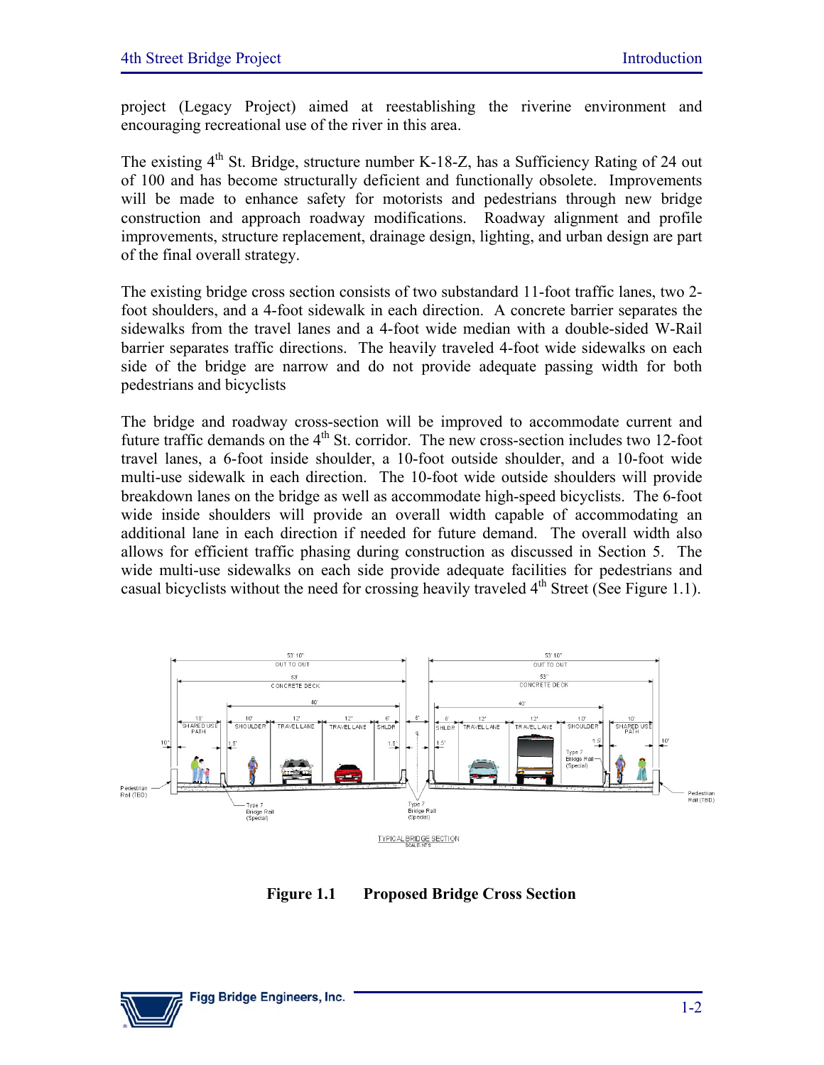project (Legacy Project) aimed at reestablishing the riverine environment and encouraging recreational use of the river in this area.

The existing 4th St. Bridge, structure number K-18-Z, has a Sufficiency Rating of 24 out of 100 and has become structurally deficient and functionally obsolete. Improvements will be made to enhance safety for motorists and pedestrians through new bridge construction and approach roadway modifications. Roadway alignment and profile improvements, structure replacement, drainage design, lighting, and urban design are part of the final overall strategy.

The existing bridge cross section consists of two substandard 11-foot traffic lanes, two 2-foot shoulders, and a 4-foot sidewalk in each direction. A concrete barrier separates the sidewalks from the travel lanes and a 4-foot wide median with a double-sided W-Rail barrier separates traffic directions. The heavily traveled 4-foot wide sidewalks on each side of the bridge are narrow and do not provide adequate passing width for both pedestrians and bicyclists

The bridge and roadway cross-section will be improved to accommodate current and future traffic demands on the 4th St. corridor. The new cross-section includes two 12-foot travel lanes, a 6-foot inside shoulder, a 10-foot outside shoulder, and a 10-foot wide multi-use sidewalk in each direction. The 10-foot wide outside shoulders will provide breakdown lanes on the bridge as well as accommodate high-speed bicyclists. The 6-foot wide inside shoulders will provide an overall width capable of accommodating an additional lane in each direction if needed for future demand. The overall width also allows for efficient traffic phasing during construction as discussed in Section 5. The wide multi-use sidewalks on each side provide adequate facilities for pedestrians and casual bicyclists without the need for crossing heavily traveled 4th Street (See Figure 1.1).

**Figure 1.1 Proposed Bridge Cross Section**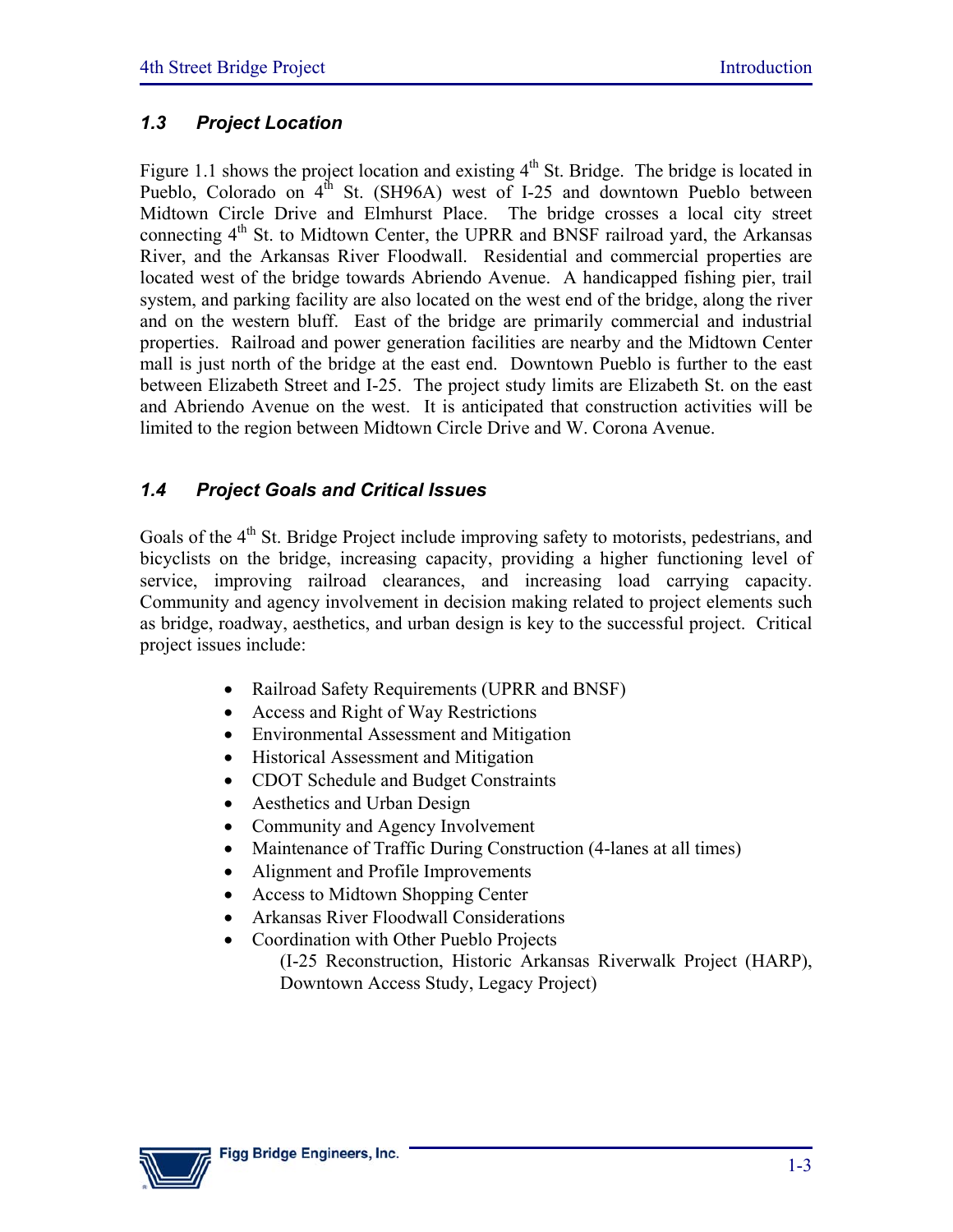## 1.3 Project Location

Figure 1.1 shows the project location and existing 4th St. Bridge. The bridge is located in Pueblo, Colorado on 4th St. (SH96A) west of I-25 and downtown Pueblo between Midtown Circle Drive and Elmhurst Place. The bridge crosses a local city street connecting 4th St. to Midtown Center, the UPRR and BNSF railroad yard, the Arkansas River, and the Arkansas River Floodwall. Residential and commercial properties are located west of the bridge towards Abriendo Avenue. A handicapped fishing pier, trail system, and parking facility are also located on the west end of the bridge, along the river and on the western bluff. East of the bridge are primarily commercial and industrial properties. Railroad and power generation facilities are nearby and the Midtown Center mall is just north of the bridge at the east end. Downtown Pueblo is further to the east between Elizabeth Street and I-25. The project study limits are Elizabeth St. on the east and Abriendo Avenue on the west. It is anticipated that construction activities will be limited to the region between Midtown Circle Drive and W. Corona Avenue.

## 1.4 Project Goals and Critical Issues

Goals of the 4th St. Bridge Project include improving safety to motorists, pedestrians, and bicyclists on the bridge, increasing capacity, providing a higher functioning level of service, improving railroad clearances, and increasing load carrying capacity. Community and agency involvement in decision making related to project elements such as bridge, roadway, aesthetics, and urban design is key to the successful project. Critical project issues include:

- Railroad Safety Requirements (UPRR and BNSF)
- Access and Right of Way Restrictions
- Environmental Assessment and Mitigation
- Historical Assessment and Mitigation
- CDOT Schedule and Budget Constraints
- Aesthetics and Urban Design
- Community and Agency Involvement
- Maintenance of Traffic During Construction (4-lanes at all times)
- Alignment and Profile Improvements
- Access to Midtown Shopping Center
- Arkansas River Floodwall Considerations
- Coordination with Other Pueblo Projects
  (I-25 Reconstruction, Historic Arkansas Riverwalk Project (HARP), Downtown Access Study, Legacy Project)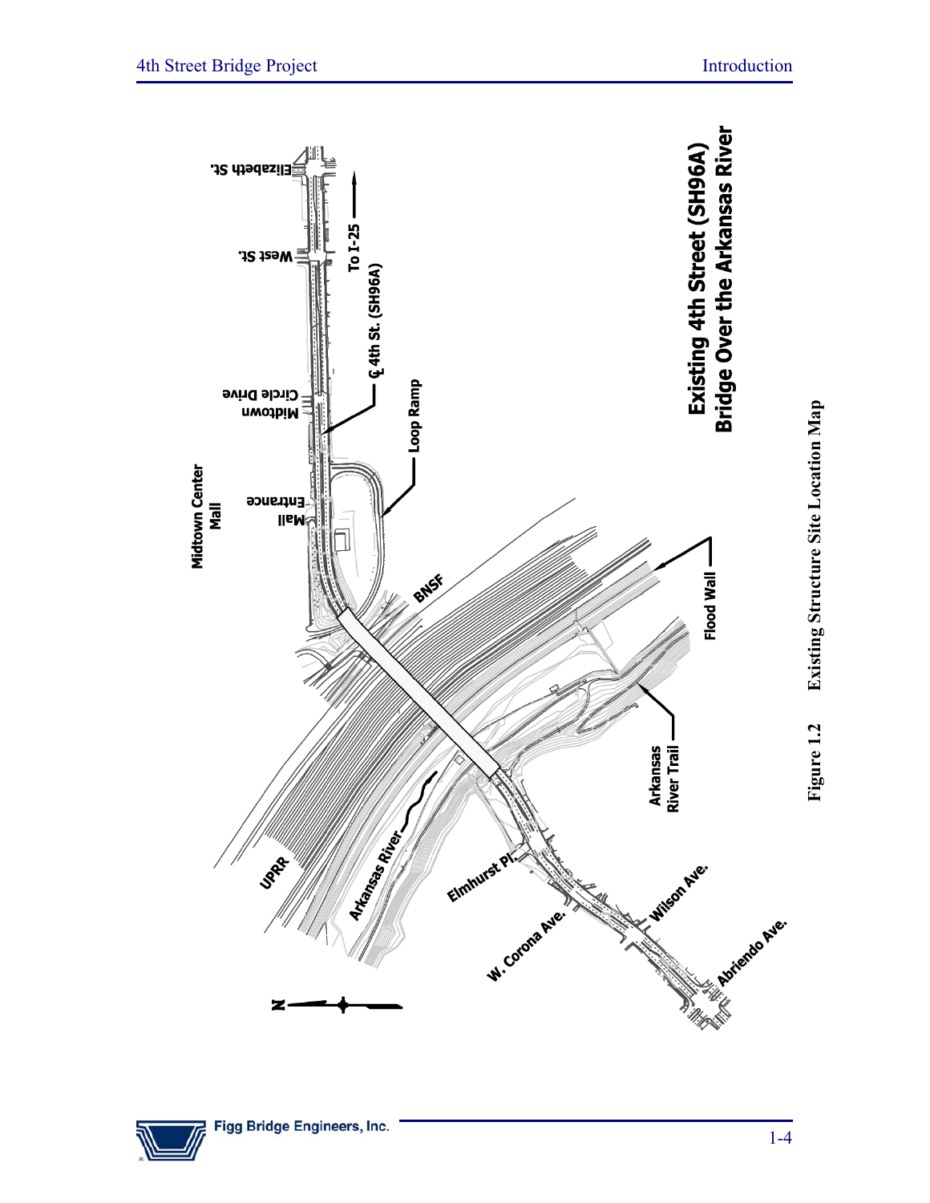Existing 4th Street (SH96A)
Bridge Over the Arkansas River

Midtown Center Mall

Elizabeth St.

West St.

To I-25

℄ 4th St. (SH96A)

Midtown Circle Drive

Loop Ramp

Mall Entrance

BNSF

Flood Wall

Arkansas River Trail

UPRR

Arkansas River

Elmhurst Pl.

W. Corona Ave.

Wilson Ave.

Abriendo Ave.

N

Figure 1.2 Existing Structure Site Location Map